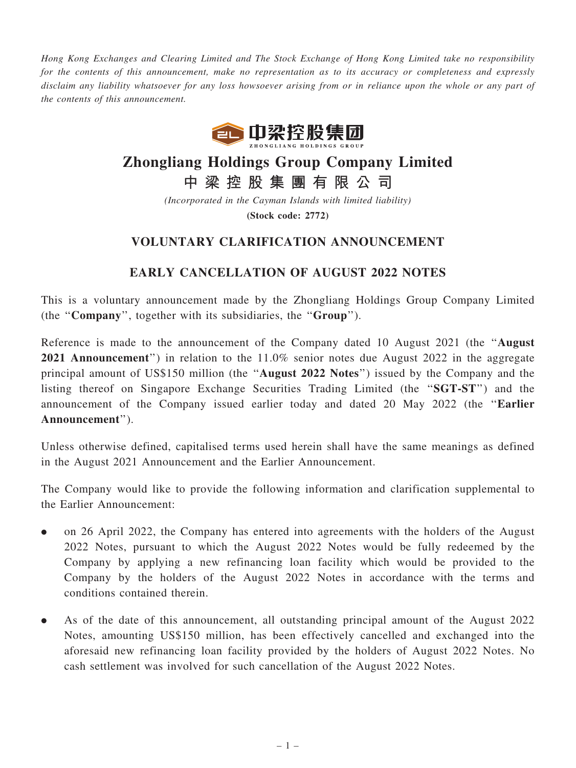*Hong Kong Exchanges and Clearing Limited and The Stock Exchange of Hong Kong Limited take no responsibility for the contents of this announcement, make no representation as to its accuracy or completeness and expressly disclaim any liability whatsoever for any loss howsoever arising from or in reliance upon the whole or any part of the contents of this announcement.*

# Zhongliang Holdings Group Company Limited

# 中梁控股集團有限公司

*(Incorporated in the Cayman Islands with limited liability)*

**(Stock code: 2772)**

## VOLUNTARY CLARIFICATION ANNOUNCEMENT

## EARLY CANCELLATION OF AUGUST 2022 NOTES

This is a voluntary announcement made by the Zhongliang Holdings Group Company Limited (the "**Company**", together with its subsidiaries, the "**Group**").

Reference is made to the announcement of the Company dated 10 August 2021 (the "**August 2021 Announcement**") in relation to the 11.0% senior notes due August 2022 in the aggregate principal amount of US$150 million (the "**August 2022 Notes**") issued by the Company and the listing thereof on Singapore Exchange Securities Trading Limited (the "**SGT-ST**") and the announcement of the Company issued earlier today and dated 20 May 2022 (the "**Earlier Announcement**").

Unless otherwise defined, capitalised terms used herein shall have the same meanings as defined in the August 2021 Announcement and the Earlier Announcement.

The Company would like to provide the following information and clarification supplemental to the Earlier Announcement:

- on 26 April 2022, the Company has entered into agreements with the holders of the August 2022 Notes, pursuant to which the August 2022 Notes would be fully redeemed by the Company by applying a new refinancing loan facility which would be provided to the Company by the holders of the August 2022 Notes in accordance with the terms and conditions contained therein.
- As of the date of this announcement, all outstanding principal amount of the August 2022 Notes, amounting US$150 million, has been effectively cancelled and exchanged into the aforesaid new refinancing loan facility provided by the holders of August 2022 Notes. No cash settlement was involved for such cancellation of the August 2022 Notes.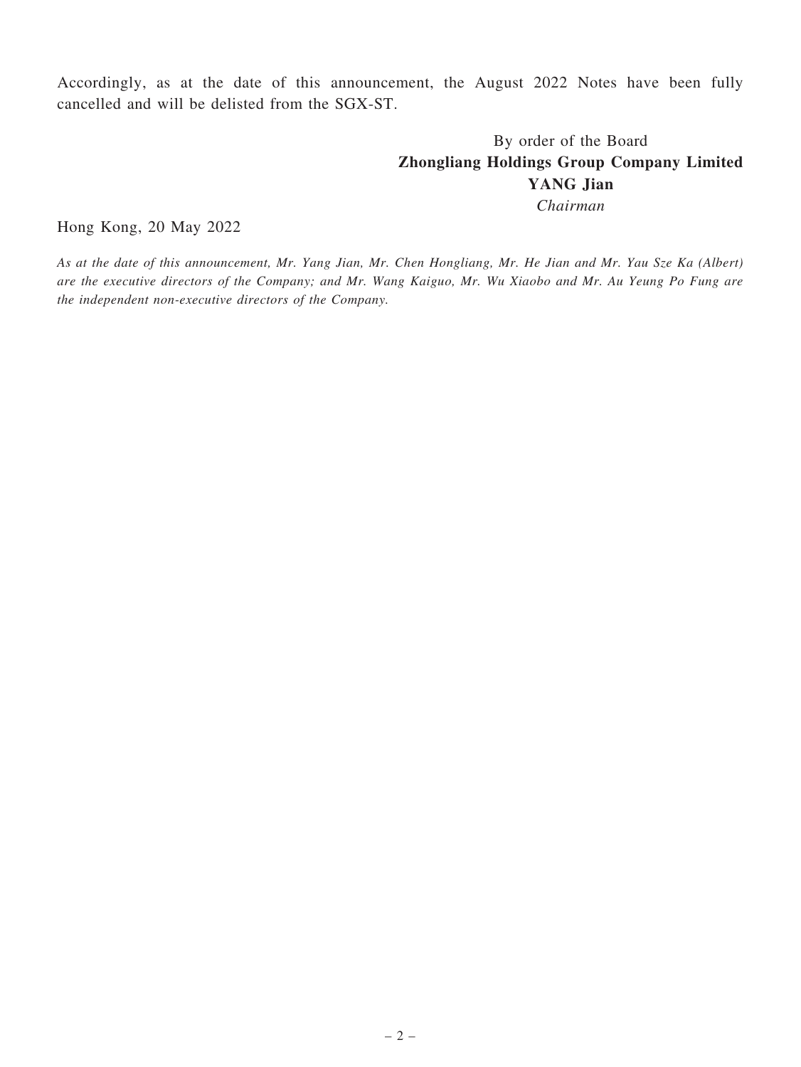Accordingly, as at the date of this announcement, the August 2022 Notes have been fully cancelled and will be delisted from the SGX-ST.

By order of the Board
**Zhongliang Holdings Group Company Limited**
**YANG Jian**
*Chairman*

Hong Kong, 20 May 2022

*As at the date of this announcement, Mr. Yang Jian, Mr. Chen Hongliang, Mr. He Jian and Mr. Yau Sze Ka (Albert) are the executive directors of the Company; and Mr. Wang Kaiguo, Mr. Wu Xiaobo and Mr. Au Yeung Po Fung are the independent non-executive directors of the Company.*